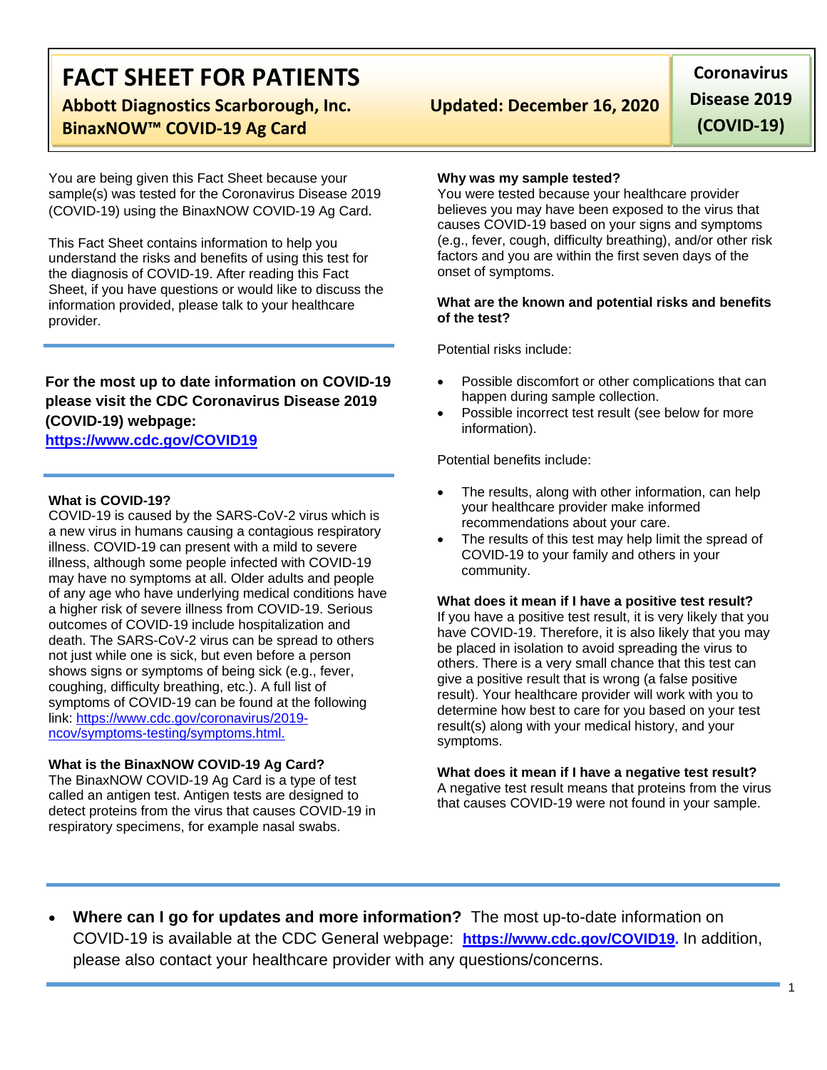# FACT SHEET FOR PATIENTS

**Abbott Diagnostics Scarborough, Inc.**
**BinaxNOW™ COVID-19 Ag Card**

**Updated: December 16, 2020**

**Coronavirus Disease 2019 (COVID-19)**

You are being given this Fact Sheet because your sample(s) was tested for the Coronavirus Disease 2019 (COVID-19) using the BinaxNOW COVID-19 Ag Card.

This Fact Sheet contains information to help you understand the risks and benefits of using this test for the diagnosis of COVID-19. After reading this Fact Sheet, if you have questions or would like to discuss the information provided, please talk to your healthcare provider.

**For the most up to date information on COVID-19 please visit the CDC Coronavirus Disease 2019 (COVID-19) webpage:**
**https://www.cdc.gov/COVID19**

**What is COVID-19?**
COVID-19 is caused by the SARS-CoV-2 virus which is a new virus in humans causing a contagious respiratory illness. COVID-19 can present with a mild to severe illness, although some people infected with COVID-19 may have no symptoms at all. Older adults and people of any age who have underlying medical conditions have a higher risk of severe illness from COVID-19. Serious outcomes of COVID-19 include hospitalization and death. The SARS-CoV-2 virus can be spread to others not just while one is sick, but even before a person shows signs or symptoms of being sick (e.g., fever, coughing, difficulty breathing, etc.). A full list of symptoms of COVID-19 can be found at the following link: https://www.cdc.gov/coronavirus/2019-ncov/symptoms-testing/symptoms.html.

**What is the BinaxNOW COVID-19 Ag Card?**
The BinaxNOW COVID-19 Ag Card is a type of test called an antigen test. Antigen tests are designed to detect proteins from the virus that causes COVID-19 in respiratory specimens, for example nasal swabs.

**Why was my sample tested?**
You were tested because your healthcare provider believes you may have been exposed to the virus that causes COVID-19 based on your signs and symptoms (e.g., fever, cough, difficulty breathing), and/or other risk factors and you are within the first seven days of the onset of symptoms.

**What are the known and potential risks and benefits of the test?**

Potential risks include:

- Possible discomfort or other complications that can happen during sample collection.
- Possible incorrect test result (see below for more information).

Potential benefits include:

- The results, along with other information, can help your healthcare provider make informed recommendations about your care.
- The results of this test may help limit the spread of COVID-19 to your family and others in your community.

**What does it mean if I have a positive test result?**
If you have a positive test result, it is very likely that you have COVID-19. Therefore, it is also likely that you may be placed in isolation to avoid spreading the virus to others. There is a very small chance that this test can give a positive result that is wrong (a false positive result). Your healthcare provider will work with you to determine how best to care for you based on your test result(s) along with your medical history, and your symptoms.

**What does it mean if I have a negative test result?**
A negative test result means that proteins from the virus that causes COVID-19 were not found in your sample.

- **Where can I go for updates and more information?** The most up-to-date information on COVID-19 is available at the CDC General webpage: **https://www.cdc.gov/COVID19.** In addition, please also contact your healthcare provider with any questions/concerns.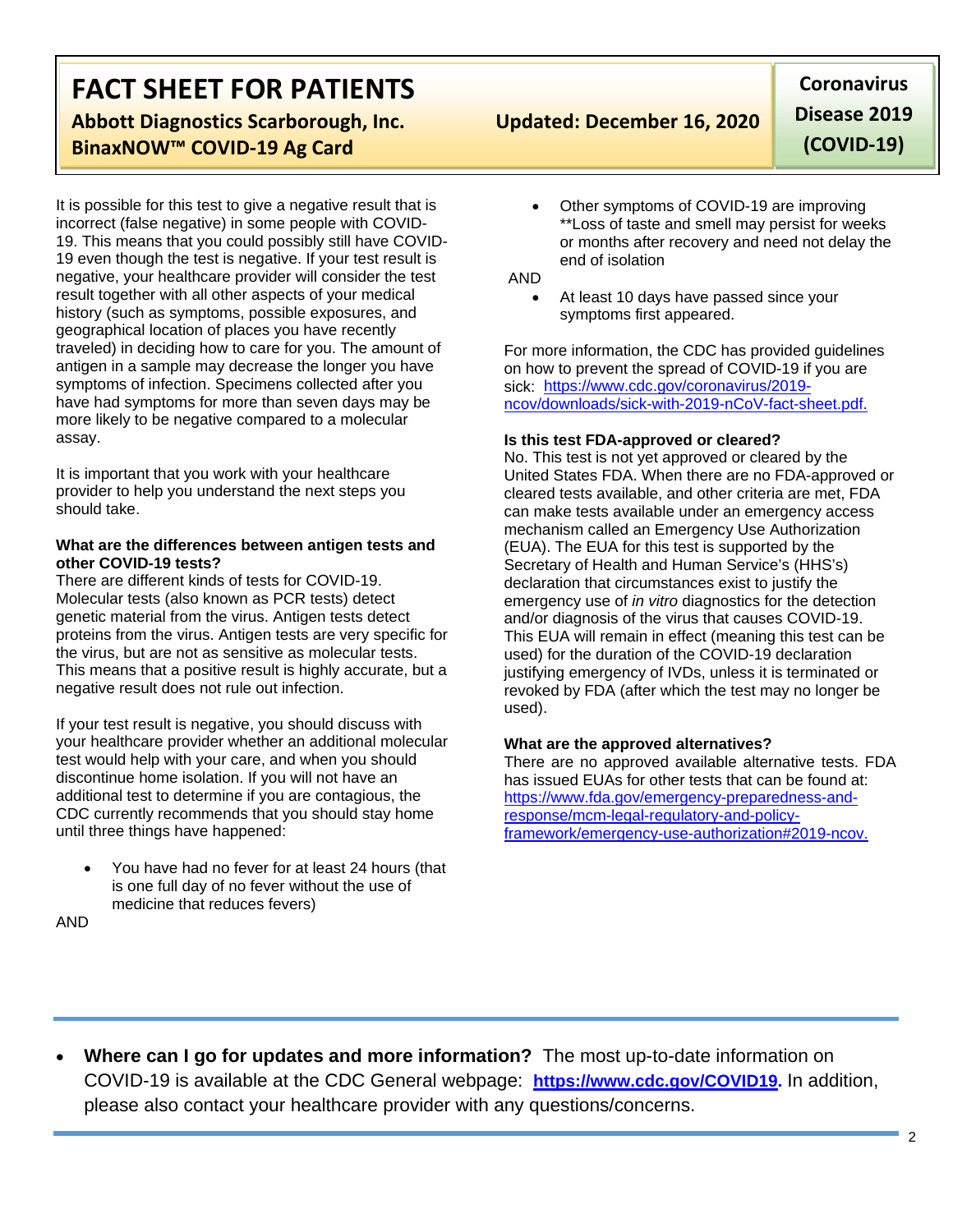# FACT SHEET FOR PATIENTS

**Abbott Diagnostics Scarborough, Inc.**
**BinaxNOW™ COVID-19 Ag Card**

**Updated: December 16, 2020**

**Coronavirus Disease 2019 (COVID-19)**

It is possible for this test to give a negative result that is incorrect (false negative) in some people with COVID-19. This means that you could possibly still have COVID-19 even though the test is negative. If your test result is negative, your healthcare provider will consider the test result together with all other aspects of your medical history (such as symptoms, possible exposures, and geographical location of places you have recently traveled) in deciding how to care for you. The amount of antigen in a sample may decrease the longer you have symptoms of infection. Specimens collected after you have had symptoms for more than seven days may be more likely to be negative compared to a molecular assay.

It is important that you work with your healthcare provider to help you understand the next steps you should take.

**What are the differences between antigen tests and other COVID-19 tests?**
There are different kinds of tests for COVID-19. Molecular tests (also known as PCR tests) detect genetic material from the virus. Antigen tests detect proteins from the virus. Antigen tests are very specific for the virus, but are not as sensitive as molecular tests. This means that a positive result is highly accurate, but a negative result does not rule out infection.

If your test result is negative, you should discuss with your healthcare provider whether an additional molecular test would help with your care, and when you should discontinue home isolation. If you will not have an additional test to determine if you are contagious, the CDC currently recommends that you should stay home until three things have happened:

- You have had no fever for at least 24 hours (that is one full day of no fever without the use of medicine that reduces fevers)

AND

- Other symptoms of COVID-19 are improving **Loss of taste and smell may persist for weeks or months after recovery and need not delay the end of isolation

AND

- At least 10 days have passed since your symptoms first appeared.

For more information, the CDC has provided guidelines on how to prevent the spread of COVID-19 if you are sick: https://www.cdc.gov/coronavirus/2019-ncov/downloads/sick-with-2019-nCoV-fact-sheet.pdf.

**Is this test FDA-approved or cleared?**
No. This test is not yet approved or cleared by the United States FDA. When there are no FDA-approved or cleared tests available, and other criteria are met, FDA can make tests available under an emergency access mechanism called an Emergency Use Authorization (EUA). The EUA for this test is supported by the Secretary of Health and Human Service's (HHS's) declaration that circumstances exist to justify the emergency use of *in vitro* diagnostics for the detection and/or diagnosis of the virus that causes COVID-19. This EUA will remain in effect (meaning this test can be used) for the duration of the COVID-19 declaration justifying emergency of IVDs, unless it is terminated or revoked by FDA (after which the test may no longer be used).

**What are the approved alternatives?**
There are no approved available alternative tests. FDA has issued EUAs for other tests that can be found at: https://www.fda.gov/emergency-preparedness-and-response/mcm-legal-regulatory-and-policy-framework/emergency-use-authorization#2019-ncov.

- **Where can I go for updates and more information?** The most up-to-date information on COVID-19 is available at the CDC General webpage: **https://www.cdc.gov/COVID19.** In addition, please also contact your healthcare provider with any questions/concerns.